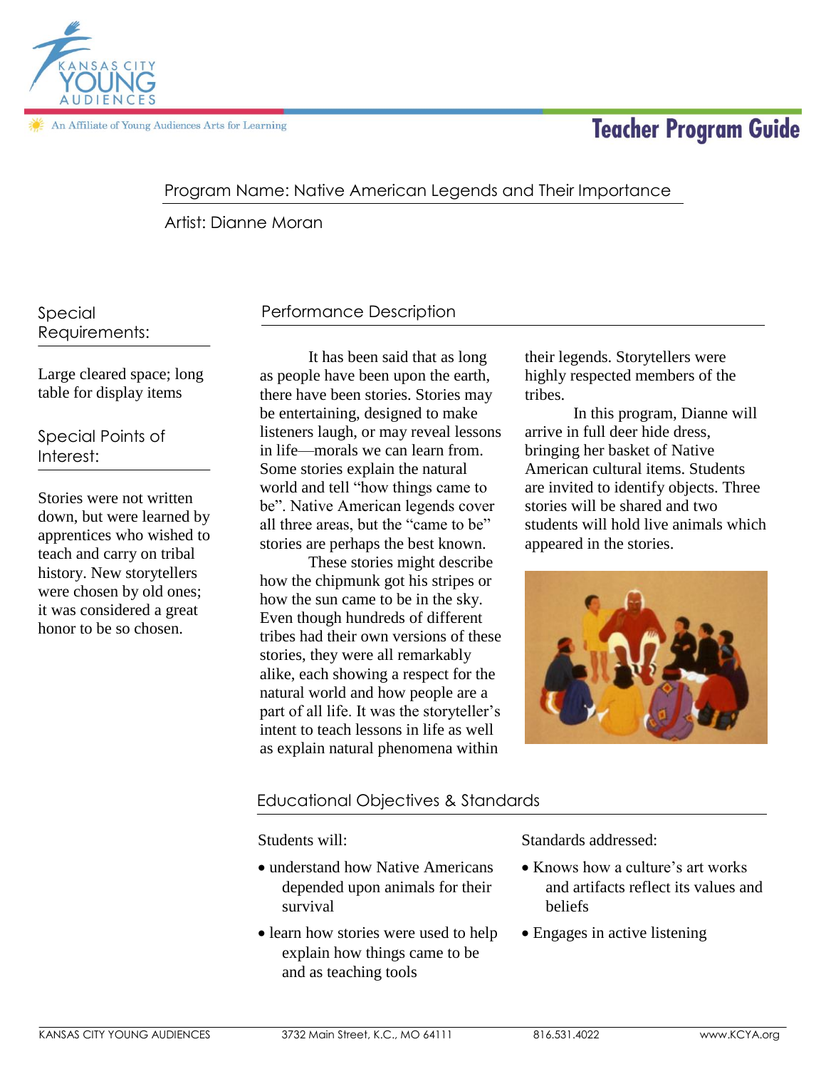Kansas City Young Audiences

An Affiliate of Young Audiences Arts for Learning

# Teacher Program Guide

Program Name: Native American Legends and Their Importance

Artist: Dianne Moran

## Special Requirements:

Large cleared space; long table for display items

## Special Points of Interest:

Stories were not written down, but were learned by apprentices who wished to teach and carry on tribal history. New storytellers were chosen by old ones; it was considered a great honor to be so chosen.

## Performance Description

It has been said that as long as people have been upon the earth, there have been stories. Stories may be entertaining, designed to make listeners laugh, or may reveal lessons in life—morals we can learn from. Some stories explain the natural world and tell "how things came to be". Native American legends cover all three areas, but the "came to be" stories are perhaps the best known.

These stories might describe how the chipmunk got his stripes or how the sun came to be in the sky. Even though hundreds of different tribes had their own versions of these stories, they were all remarkably alike, each showing a respect for the natural world and how people are a part of all life. It was the storyteller's intent to teach lessons in life as well as explain natural phenomena within their legends. Storytellers were highly respected members of the tribes.

In this program, Dianne will arrive in full deer hide dress, bringing her basket of Native American cultural items. Students are invited to identify objects. Three stories will be shared and two students will hold live animals which appeared in the stories.

## Educational Objectives & Standards

Students will:

- understand how Native Americans depended upon animals for their survival
- learn how stories were used to help explain how things came to be and as teaching tools

Standards addressed:

- Knows how a culture's art works and artifacts reflect its values and beliefs
- Engages in active listening

KANSAS CITY YOUNG AUDIENCES 3732 Main Street, K.C., MO 64111 816.531.4022 www.KCYA.org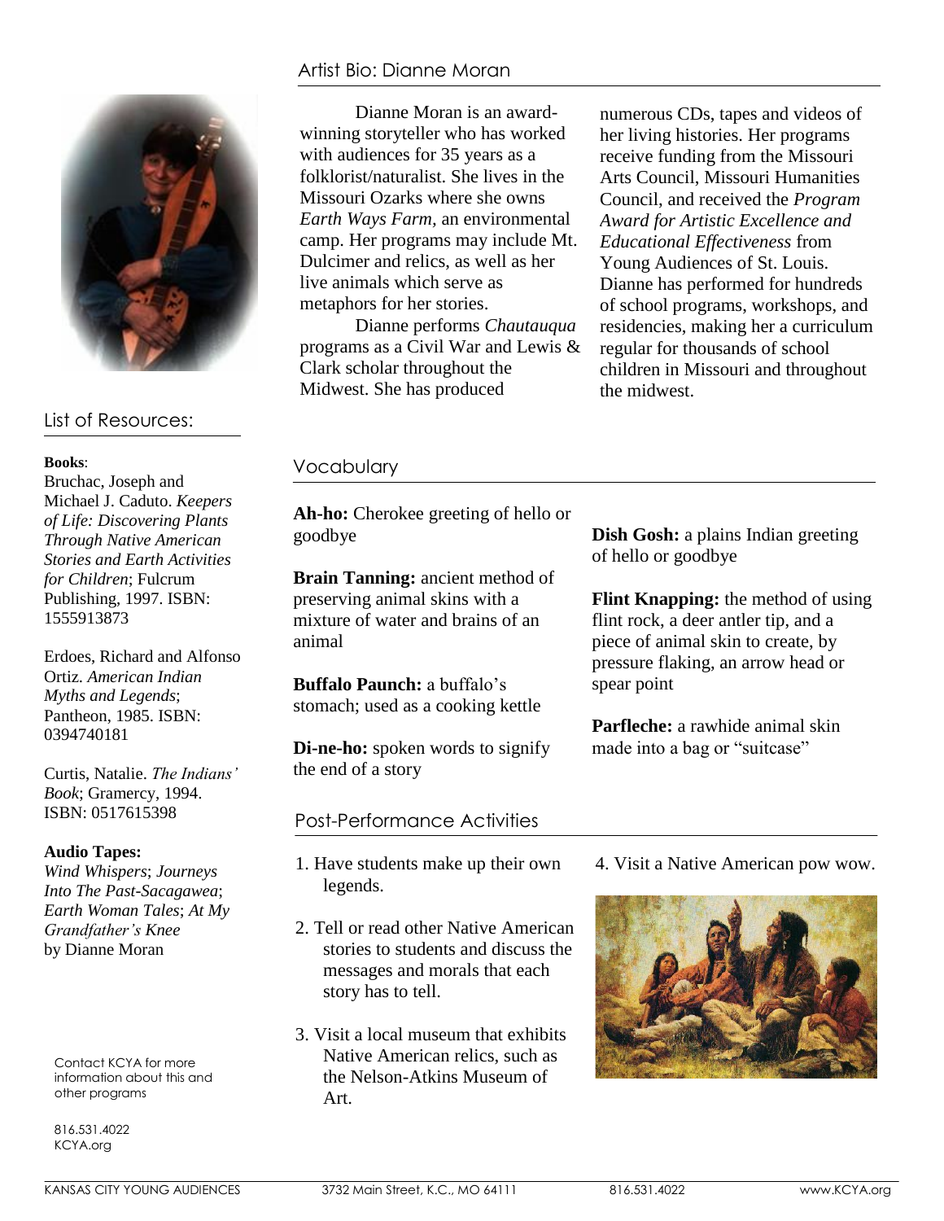## Artist Bio: Dianne Moran

Dianne Moran is an award-winning storyteller who has worked with audiences for 35 years as a folklorist/naturalist. She lives in the Missouri Ozarks where she owns *Earth Ways Farm*, an environmental camp. Her programs may include Mt. Dulcimer and relics, as well as her live animals which serve as metaphors for her stories.

Dianne performs *Chautauqua* programs as a Civil War and Lewis & Clark scholar throughout the Midwest. She has produced numerous CDs, tapes and videos of her living histories. Her programs receive funding from the Missouri Arts Council, Missouri Humanities Council, and received the *Program Award for Artistic Excellence and Educational Effectiveness* from Young Audiences of St. Louis. Dianne has performed for hundreds of school programs, workshops, and residencies, making her a curriculum regular for thousands of school children in Missouri and throughout the midwest.

## List of Resources:

**Books**:

Bruchac, Joseph and Michael J. Caduto. *Keepers of Life: Discovering Plants Through Native American Stories and Earth Activities for Children*; Fulcrum Publishing, 1997. ISBN: 1555913873

Erdoes, Richard and Alfonso Ortiz. *American Indian Myths and Legends*; Pantheon, 1985. ISBN: 0394740181

Curtis, Natalie. *The Indians' Book*; Gramercy, 1994. ISBN: 0517615398

**Audio Tapes:**

*Wind Whispers*; *Journeys Into The Past-Sacagawea*; *Earth Woman Tales*; *At My Grandfather's Knee* by Dianne Moran

Contact KCYA for more information about this and other programs

816.531.4022
KCYA.org

## Vocabulary

**Ah-ho:** Cherokee greeting of hello or goodbye

**Brain Tanning:** ancient method of preserving animal skins with a mixture of water and brains of an animal

**Buffalo Paunch:** a buffalo's stomach; used as a cooking kettle

**Di-ne-ho:** spoken words to signify the end of a story

**Dish Gosh:** a plains Indian greeting of hello or goodbye

**Flint Knapping:** the method of using flint rock, a deer antler tip, and a piece of animal skin to create, by pressure flaking, an arrow head or spear point

**Parfleche:** a rawhide animal skin made into a bag or "suitcase"

## Post-Performance Activities

1. Have students make up their own legends.
2. Tell or read other Native American stories to students and discuss the messages and morals that each story has to tell.
3. Visit a local museum that exhibits Native American relics, such as the Nelson-Atkins Museum of Art.
4. Visit a Native American pow wow.